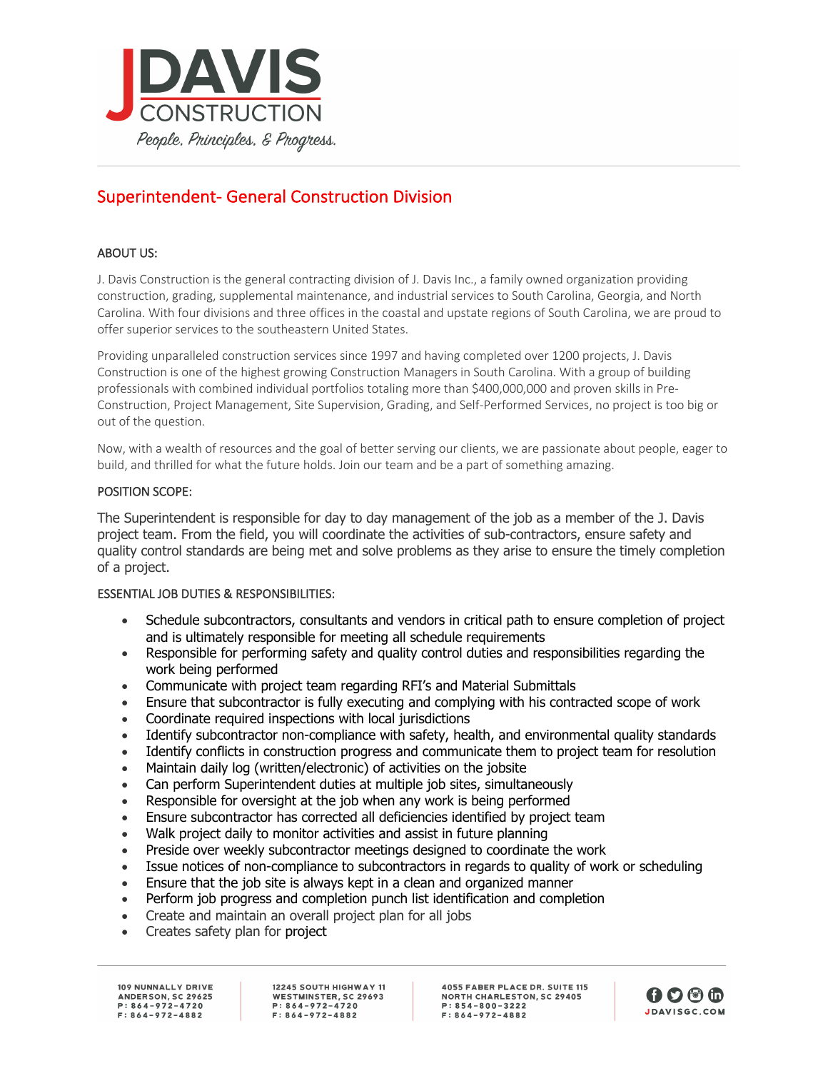JDAVIS CONSTRUCTION

*People, Principles, & Progress.*

# Superintendent- General Construction Division

## ABOUT US:

J. Davis Construction is the general contracting division of J. Davis Inc., a family owned organization providing construction, grading, supplemental maintenance, and industrial services to South Carolina, Georgia, and North Carolina. With four divisions and three offices in the coastal and upstate regions of South Carolina, we are proud to offer superior services to the southeastern United States.

Providing unparalleled construction services since 1997 and having completed over 1200 projects, J. Davis Construction is one of the highest growing Construction Managers in South Carolina. With a group of building professionals with combined individual portfolios totaling more than $400,000,000 and proven skills in Pre-Construction, Project Management, Site Supervision, Grading, and Self-Performed Services, no project is too big or out of the question.

Now, with a wealth of resources and the goal of better serving our clients, we are passionate about people, eager to build, and thrilled for what the future holds. Join our team and be a part of something amazing.

## POSITION SCOPE:

The Superintendent is responsible for day to day management of the job as a member of the J. Davis project team. From the field, you will coordinate the activities of sub-contractors, ensure safety and quality control standards are being met and solve problems as they arise to ensure the timely completion of a project.

## ESSENTIAL JOB DUTIES & RESPONSIBILITIES:

- Schedule subcontractors, consultants and vendors in critical path to ensure completion of project and is ultimately responsible for meeting all schedule requirements
- Responsible for performing safety and quality control duties and responsibilities regarding the work being performed
- Communicate with project team regarding RFI's and Material Submittals
- Ensure that subcontractor is fully executing and complying with his contracted scope of work
- Coordinate required inspections with local jurisdictions
- Identify subcontractor non-compliance with safety, health, and environmental quality standards
- Identify conflicts in construction progress and communicate them to project team for resolution
- Maintain daily log (written/electronic) of activities on the jobsite
- Can perform Superintendent duties at multiple job sites, simultaneously
- Responsible for oversight at the job when any work is being performed
- Ensure subcontractor has corrected all deficiencies identified by project team
- Walk project daily to monitor activities and assist in future planning
- Preside over weekly subcontractor meetings designed to coordinate the work
- Issue notices of non-compliance to subcontractors in regards to quality of work or scheduling
- Ensure that the job site is always kept in a clean and organized manner
- Perform job progress and completion punch list identification and completion
- Create and maintain an overall project plan for all jobs
- Creates safety plan for project

109 NUNNALLY DRIVE
ANDERSON, SC 29625
P: 864-972-4720
F: 864-972-4882

12245 SOUTH HIGHWAY 11
WESTMINSTER, SC 29693
P: 864-972-4720
F: 864-972-4882

4055 FABER PLACE DR. SUITE 115
NORTH CHARLESTON, SC 29405
P: 854-800-3222
F: 864-972-4882

JDAVISGC.COM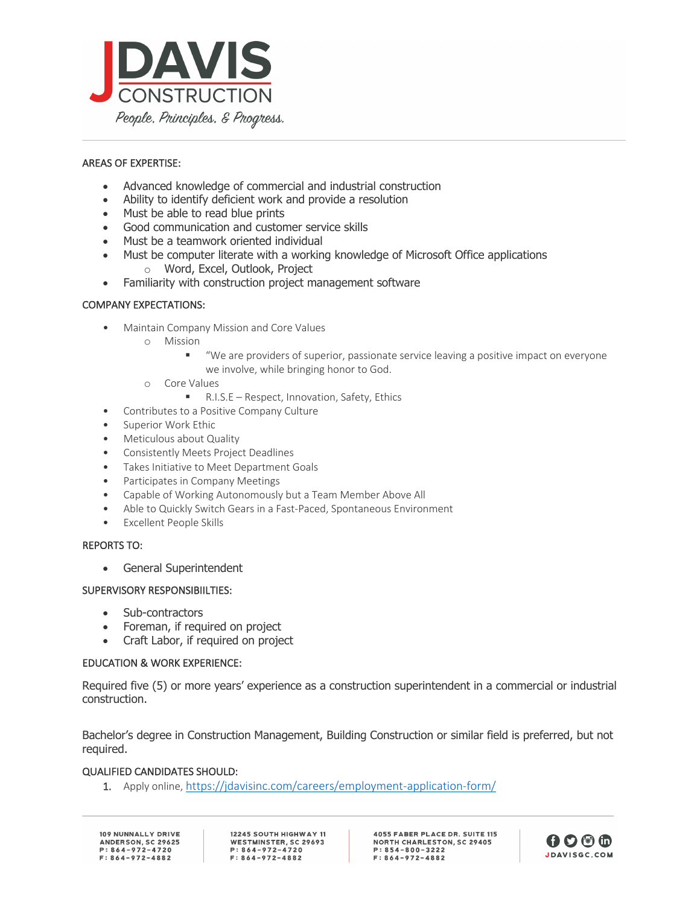AREAS OF EXPERTISE:

- Advanced knowledge of commercial and industrial construction
- Ability to identify deficient work and provide a resolution
- Must be able to read blue prints
- Good communication and customer service skills
- Must be a teamwork oriented individual
- Must be computer literate with a working knowledge of Microsoft Office applications
  - Word, Excel, Outlook, Project
- Familiarity with construction project management software

COMPANY EXPECTATIONS:

- Maintain Company Mission and Core Values
  - Mission
    - "We are providers of superior, passionate service leaving a positive impact on everyone we involve, while bringing honor to God.
  - Core Values
    - R.I.S.E – Respect, Innovation, Safety, Ethics
- Contributes to a Positive Company Culture
- Superior Work Ethic
- Meticulous about Quality
- Consistently Meets Project Deadlines
- Takes Initiative to Meet Department Goals
- Participates in Company Meetings
- Capable of Working Autonomously but a Team Member Above All
- Able to Quickly Switch Gears in a Fast-Paced, Spontaneous Environment
- Excellent People Skills

REPORTS TO:

- General Superintendent

SUPERVISORY RESPONSIBIILTIES:

- Sub-contractors
- Foreman, if required on project
- Craft Labor, if required on project

EDUCATION & WORK EXPERIENCE:

Required five (5) or more years' experience as a construction superintendent in a commercial or industrial construction.

Bachelor's degree in Construction Management, Building Construction or similar field is preferred, but not required.

QUALIFIED CANDIDATES SHOULD:

1. Apply online, https://jdavisinc.com/careers/employment-application-form/